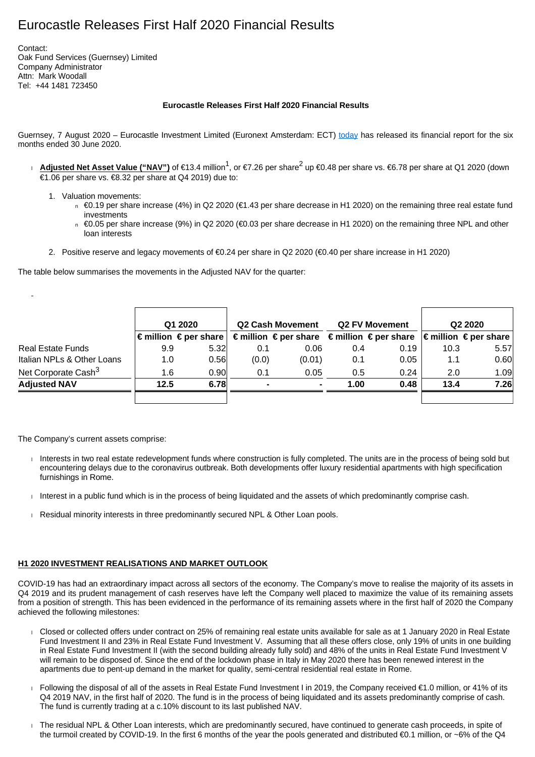# Eurocastle Releases First Half 2020 Financial Results

Contact:
Oak Fund Services (Guernsey) Limited
Company Administrator
Attn: Mark Woodall
Tel: +44 1481 723450

**Eurocastle Releases First Half 2020 Financial Results**

Guernsey, 7 August 2020 – Eurocastle Investment Limited (Euronext Amsterdam: ECT) today has released its financial report for the six months ended 30 June 2020.

- **Adjusted Net Asset Value ("NAV")** of €13.4 million[1], or €7.26 per share[2] up €0.48 per share vs. €6.78 per share at Q1 2020 (down €1.06 per share vs. €8.32 per share at Q4 2019) due to:
  1. Valuation movements:
     - €0.19 per share increase (4%) in Q2 2020 (€1.43 per share decrease in H1 2020) on the remaining three real estate fund investments
     - €0.05 per share increase (9%) in Q2 2020 (€0.03 per share decrease in H1 2020) on the remaining three NPL and other loan interests
  2. Positive reserve and legacy movements of €0.24 per share in Q2 2020 (€0.40 per share increase in H1 2020)

The table below summarises the movements in the Adjusted NAV for the quarter:

| | Q1 2020 | | Q2 Cash Movement | | Q2 FV Movement | | Q2 2020 | |
|---|---|---|---|---|---|---|---|---|
| | € million | € per share | € million | € per share | € million | € per share | € million | € per share |
| Real Estate Funds | 9.9 | 5.32 | 0.1 | 0.06 | 0.4 | 0.19 | 10.3 | 5.57 |
| Italian NPLs & Other Loans | 1.0 | 0.56 | (0.0) | (0.01) | 0.1 | 0.05 | 1.1 | 0.60 |
| Net Corporate Cash[3] | 1.6 | 0.90 | 0.1 | 0.05 | 0.5 | 0.24 | 2.0 | 1.09 |
| **Adjusted NAV** | **12.5** | **6.78** | **-** | **-** | **1.00** | **0.48** | **13.4** | **7.26** |

The Company's current assets comprise:

- Interests in two real estate redevelopment funds where construction is fully completed. The units are in the process of being sold but encountering delays due to the coronavirus outbreak. Both developments offer luxury residential apartments with high specification furnishings in Rome.
- Interest in a public fund which is in the process of being liquidated and the assets of which predominantly comprise cash.
- Residual minority interests in three predominantly secured NPL & Other Loan pools.

## H1 2020 INVESTMENT REALISATIONS AND MARKET OUTLOOK

COVID-19 has had an extraordinary impact across all sectors of the economy. The Company's move to realise the majority of its assets in Q4 2019 and its prudent management of cash reserves have left the Company well placed to maximize the value of its remaining assets from a position of strength. This has been evidenced in the performance of its remaining assets where in the first half of 2020 the Company achieved the following milestones:

- Closed or collected offers under contract on 25% of remaining real estate units available for sale as at 1 January 2020 in Real Estate Fund Investment II and 23% in Real Estate Fund Investment V. Assuming that all these offers close, only 19% of units in one building in Real Estate Fund Investment II (with the second building already fully sold) and 48% of the units in Real Estate Fund Investment V will remain to be disposed of. Since the end of the lockdown phase in Italy in May 2020 there has been renewed interest in the apartments due to pent-up demand in the market for quality, semi-central residential real estate in Rome.
- Following the disposal of all of the assets in Real Estate Fund Investment I in 2019, the Company received €1.0 million, or 41% of its Q4 2019 NAV, in the first half of 2020. The fund is in the process of being liquidated and its assets predominantly comprise of cash. The fund is currently trading at a c.10% discount to its last published NAV.
- The residual NPL & Other Loan interests, which are predominantly secured, have continued to generate cash proceeds, in spite of the turmoil created by COVID-19. In the first 6 months of the year the pools generated and distributed €0.1 million, or ~6% of the Q4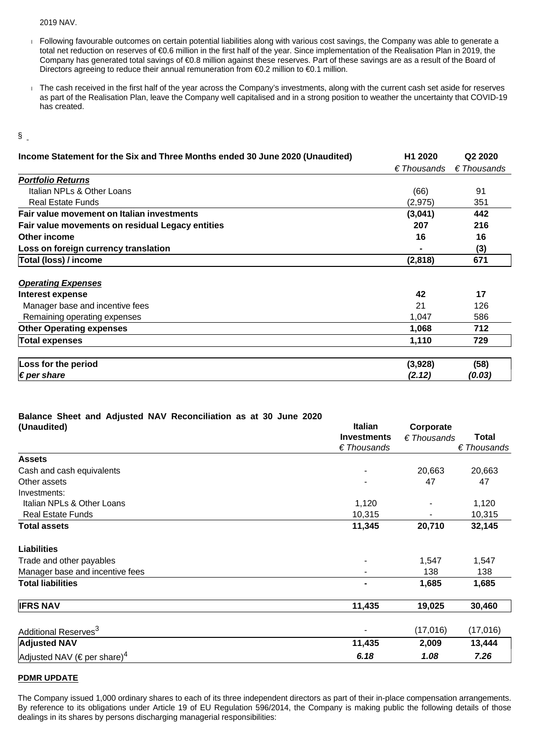2019 NAV.

- Following favourable outcomes on certain potential liabilities along with various cost savings, the Company was able to generate a total net reduction on reserves of €0.6 million in the first half of the year. Since implementation of the Realisation Plan in 2019, the Company has generated total savings of €0.8 million against these reserves. Part of these savings are as a result of the Board of Directors agreeing to reduce their annual remuneration from €0.2 million to €0.1 million.
- The cash received in the first half of the year across the Company's investments, along with the current cash set aside for reserves as part of the Realisation Plan, leave the Company well capitalised and in a strong position to weather the uncertainty that COVID-19 has created.

§

| **Income Statement for the Six and Three Months ended 30 June 2020 (Unaudited)** | **H1 2020** | **Q2 2020** |
|---|---|---|
| | *€ Thousands* | *€ Thousands* |
| ***Portfolio Returns*** | | |
| Italian NPLs & Other Loans | (66) | 91 |
| Real Estate Funds | (2,975) | 351 |
| **Fair value movement on Italian investments** | **(3,041)** | **442** |
| **Fair value movements on residual Legacy entities** | **207** | **216** |
| **Other income** | **16** | **16** |
| **Loss on foreign currency translation** | **-** | **(3)** |
| **Total (loss) / income** | **(2,818)** | **671** |
| | | |
| ***Operating Expenses*** | | |
| **Interest expense** | **42** | **17** |
| Manager base and incentive fees | 21 | 126 |
| Remaining operating expenses | 1,047 | 586 |
| **Other Operating expenses** | **1,068** | **712** |
| **Total expenses** | **1,110** | **729** |
| | | |
| **Loss for the period** | **(3,928)** | **(58)** |
| ***€ per share*** | ***(2.12)*** | ***(0.03)*** |

| **Balance Sheet and Adjusted NAV Reconciliation as at 30 June 2020 (Unaudited)** | **Italian Investments** *€ Thousands* | **Corporate** *€ Thousands* | **Total** *€ Thousands* |
|---|---|---|---|
| **Assets** | | | |
| Cash and cash equivalents | - | 20,663 | 20,663 |
| Other assets | - | 47 | 47 |
| Investments: | | | |
| Italian NPLs & Other Loans | 1,120 | - | 1,120 |
| Real Estate Funds | 10,315 | - | 10,315 |
| **Total assets** | **11,345** | **20,710** | **32,145** |
| | | | |
| **Liabilities** | | | |
| Trade and other payables | - | 1,547 | 1,547 |
| Manager base and incentive fees | - | 138 | 138 |
| **Total liabilities** | **-** | **1,685** | **1,685** |
| | | | |
| **IFRS NAV** | **11,435** | **19,025** | **30,460** |
| | | | |
| Additional Reserves[3] | - | (17,016) | (17,016) |
| **Adjusted NAV** | **11,435** | **2,009** | **13,444** |
| Adjusted NAV (€ per share)[4] | ***6.18*** | ***1.08*** | ***7.26*** |

**PDMR UPDATE**

The Company issued 1,000 ordinary shares to each of its three independent directors as part of their in-place compensation arrangements. By reference to its obligations under Article 19 of EU Regulation 596/2014, the Company is making public the following details of those dealings in its shares by persons discharging managerial responsibilities: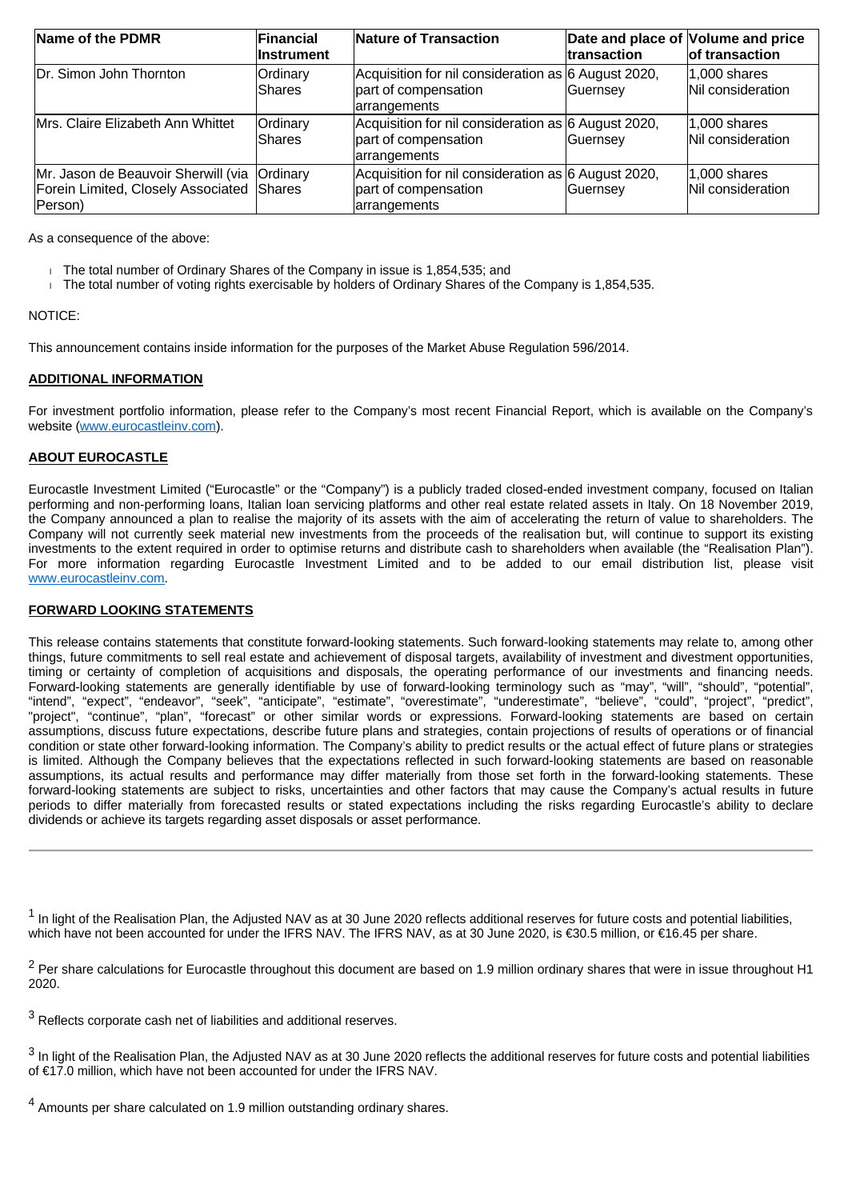| Name of the PDMR | Financial Instrument | Nature of Transaction | Date and place of transaction | Volume and price of transaction |
|---|---|---|---|---|
| Dr. Simon John Thornton | Ordinary Shares | Acquisition for nil consideration as part of compensation arrangements | 6 August 2020, Guernsey | 1,000 shares Nil consideration |
| Mrs. Claire Elizabeth Ann Whittet | Ordinary Shares | Acquisition for nil consideration as part of compensation arrangements | 6 August 2020, Guernsey | 1,000 shares Nil consideration |
| Mr. Jason de Beauvoir Sherwill (via Forein Limited, Closely Associated Person) | Ordinary Shares | Acquisition for nil consideration as part of compensation arrangements | 6 August 2020, Guernsey | 1,000 shares Nil consideration |

As a consequence of the above:

- The total number of Ordinary Shares of the Company in issue is 1,854,535; and
- The total number of voting rights exercisable by holders of Ordinary Shares of the Company is 1,854,535.

NOTICE:

This announcement contains inside information for the purposes of the Market Abuse Regulation 596/2014.

## ADDITIONAL INFORMATION

For investment portfolio information, please refer to the Company's most recent Financial Report, which is available on the Company's website (www.eurocastleinv.com).

## ABOUT EUROCASTLE

Eurocastle Investment Limited ("Eurocastle" or the "Company") is a publicly traded closed-ended investment company, focused on Italian performing and non-performing loans, Italian loan servicing platforms and other real estate related assets in Italy. On 18 November 2019, the Company announced a plan to realise the majority of its assets with the aim of accelerating the return of value to shareholders. The Company will not currently seek material new investments from the proceeds of the realisation but, will continue to support its existing investments to the extent required in order to optimise returns and distribute cash to shareholders when available (the "Realisation Plan"). For more information regarding Eurocastle Investment Limited and to be added to our email distribution list, please visit www.eurocastleinv.com.

## FORWARD LOOKING STATEMENTS

This release contains statements that constitute forward-looking statements. Such forward-looking statements may relate to, among other things, future commitments to sell real estate and achievement of disposal targets, availability of investment and divestment opportunities, timing or certainty of completion of acquisitions and disposals, the operating performance of our investments and financing needs. Forward-looking statements are generally identifiable by use of forward-looking terminology such as "may", "will", "should", "potential", "intend", "expect", "endeavor", "seek", "anticipate", "estimate", "overestimate", "underestimate", "believe", "could", "project", "predict", "project", "continue", "plan", "forecast" or other similar words or expressions. Forward-looking statements are based on certain assumptions, discuss future expectations, describe future plans and strategies, contain projections of results of operations or of financial condition or state other forward-looking information. The Company's ability to predict results or the actual effect of future plans or strategies is limited. Although the Company believes that the expectations reflected in such forward-looking statements are based on reasonable assumptions, its actual results and performance may differ materially from those set forth in the forward-looking statements. These forward-looking statements are subject to risks, uncertainties and other factors that may cause the Company's actual results in future periods to differ materially from forecasted results or stated expectations including the risks regarding Eurocastle's ability to declare dividends or achieve its targets regarding asset disposals or asset performance.

---

[1] In light of the Realisation Plan, the Adjusted NAV as at 30 June 2020 reflects additional reserves for future costs and potential liabilities, which have not been accounted for under the IFRS NAV. The IFRS NAV, as at 30 June 2020, is €30.5 million, or €16.45 per share.

[2] Per share calculations for Eurocastle throughout this document are based on 1.9 million ordinary shares that were in issue throughout H1 2020.

[3] Reflects corporate cash net of liabilities and additional reserves.

[3] In light of the Realisation Plan, the Adjusted NAV as at 30 June 2020 reflects the additional reserves for future costs and potential liabilities of €17.0 million, which have not been accounted for under the IFRS NAV.

[4] Amounts per share calculated on 1.9 million outstanding ordinary shares.